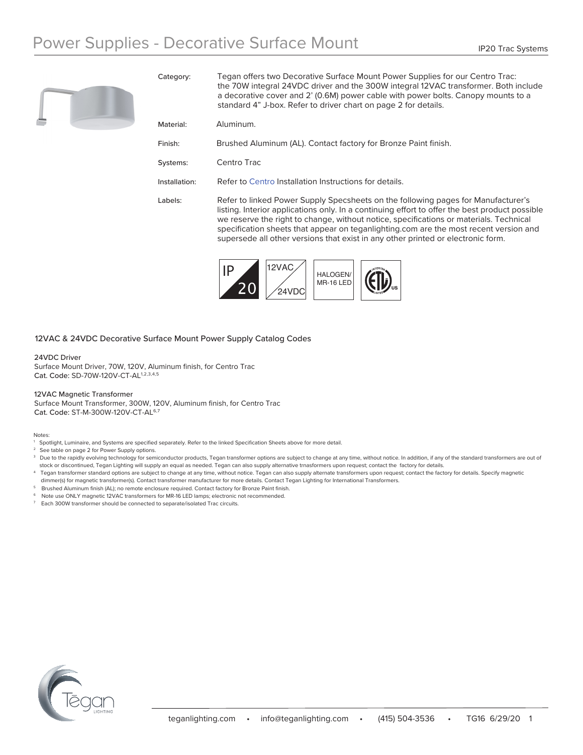# Power Supplies - Decorative Surface Mount

IP20 Trac Systems

| | |
|---|---|
| Category: | Tegan offers two Decorative Surface Mount Power Supplies for our Centro Trac: the 70W integral 24VDC driver and the 300W integral 12VAC transformer. Both include a decorative cover and 2' (0.6M) power cable with power bolts. Canopy mounts to a standard 4" J-box. Refer to driver chart on page 2 for details. |
| Material: | Aluminum. |
| Finish: | Brushed Aluminum (AL). Contact factory for Bronze Paint finish. |
| Systems: | Centro Trac |
| Installation: | Refer to Centro Installation Instructions for details. |
| Labels: | Refer to linked Power Supply Specsheets on the following pages for Manufacturer's listing. Interior applications only. In a continuing effort to offer the best product possible we reserve the right to change, without notice, specifications or materials. Technical specification sheets that appear on teganlighting.com are the most recent version and supersede all other versions that exist in any other printed or electronic form. |

IP 20 | 12VAC / 24VDC | HALOGEN/ MR-16 LED | ETL US LISTED

## 12VAC & 24VDC Decorative Surface Mount Power Supply Catalog Codes

**24VDC Driver**
Surface Mount Driver, 70W, 120V, Aluminum finish, for Centro Trac
Cat. Code: SD-70W-120V-CT-AL[1,2,3,4,5]

**12VAC Magnetic Transformer**
Surface Mount Transformer, 300W, 120V, Aluminum finish, for Centro Trac
Cat. Code: ST-M-300W-120V-CT-AL[6,7]

Notes:

1. Spotlight, Luminaire, and Systems are specified separately. Refer to the linked Specification Sheets above for more detail.
2. See table on page 2 for Power Supply options.
3. Due to the rapidly evolving technology for semiconductor products, Tegan transformer options are subject to change at any time, without notice. In addition, if any of the standard transformers are out of stock or discontinued, Tegan Lighting will supply an equal as needed. Tegan can also supply alternative trnasformers upon request; contact the factory for details.
4. Tegan transformer standard options are subject to change at any time, without notice. Tegan can also supply alternate transformers upon request; contact the factory for details. Specify magnetic dimmer(s) for magnetic transformer(s). Contact transformer manufacturer for more details. Contact Tegan Lighting for International Transformers.
5. Brushed Aluminum finish (AL); no remote enclosure required. Contact factory for Bronze Paint finish.
6. Note use ONLY magnetic 12VAC transformers for MR-16 LED lamps; electronic not recommended.
7. Each 300W transformer should be connected to separate/isolated Trac circuits.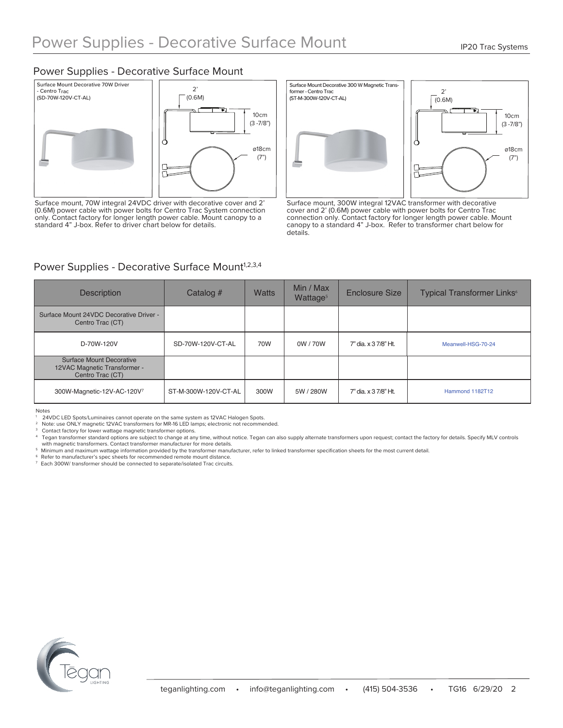# Power Supplies - Decorative Surface Mount

## Power Supplies - Decorative Surface Mount

Surface Mount Decorative 70W Driver - Centro Trac
(SD-70W-120V-CT-AL)

2'
(0.6M)
10cm
(3 -7/8")
ø18cm
(7")

Surface mount, 70W integral 24VDC driver with decorative cover and 2' (0.6M) power cable with power bolts for Centro Trac System connection only. Contact factory for longer length power cable. Mount canopy to a standard 4" J-box. Refer to driver chart below for details.

Surface Mount Decorative 300 W Magnetic Transformer - Centro Trac
(ST-M-300W-120V-CT-AL)

2'
(0.6M)
10cm
(3 -7/8")
ø18cm
(7")

Surface mount, 300W integral 12VAC transformer with decorative cover and 2' (0.6M) power cable with power bolts for Centro Trac connection only. Contact factory for longer length power cable. Mount canopy to a standard 4" J-box. Refer to transformer chart below for details.

## Power Supplies - Decorative Surface Mount[1,2,3,4]

| Description | Catalog # | Watts | Min / Max Wattage[5] | Enclosure Size | Typical Transformer Links[6] |
|---|---|---|---|---|---|
| Surface Mount 24VDC Decorative Driver - Centro Trac (CT) | | | | | |
| D-70W-120V | SD-70W-120V-CT-AL | 70W | 0W / 70W | 7" dia. x 3 7/8" Ht. | Meanwell-HSG-70-24 |
| Surface Mount Decorative 12VAC Magnetic Transformer - Centro Trac (CT) | | | | | |
| 300W-Magnetic-12V-AC-120V[7] | ST-M-300W-120V-CT-AL | 300W | 5W / 280W | 7" dia. x 3 7/8" Ht. | Hammond 1182T12 |

Notes

1. 24VDC LED Spots/Luminaires cannot operate on the same system as 12VAC Halogen Spots.
2. Note: use ONLY magnetic 12VAC transformers for MR-16 LED lamps; electronic not recommended.
3. Contact factory for lower wattage magnetic transformer options.
4. Tegan transformer standard options are subject to change at any time, without notice. Tegan can also supply alternate transformers upon request; contact the factory for details. Specify MLV controls with magnetic transformers. Contact transformer manufacturer for more details.
5. Minimum and maximum wattage information provided by the transformer manufacturer, refer to linked transformer specification sheets for the most current detail.
6. Refer to manufacturer's spec sheets for recommended remote mount distance.
7. Each 300W/ transformer should be connected to separate/isolated Trac circuits.